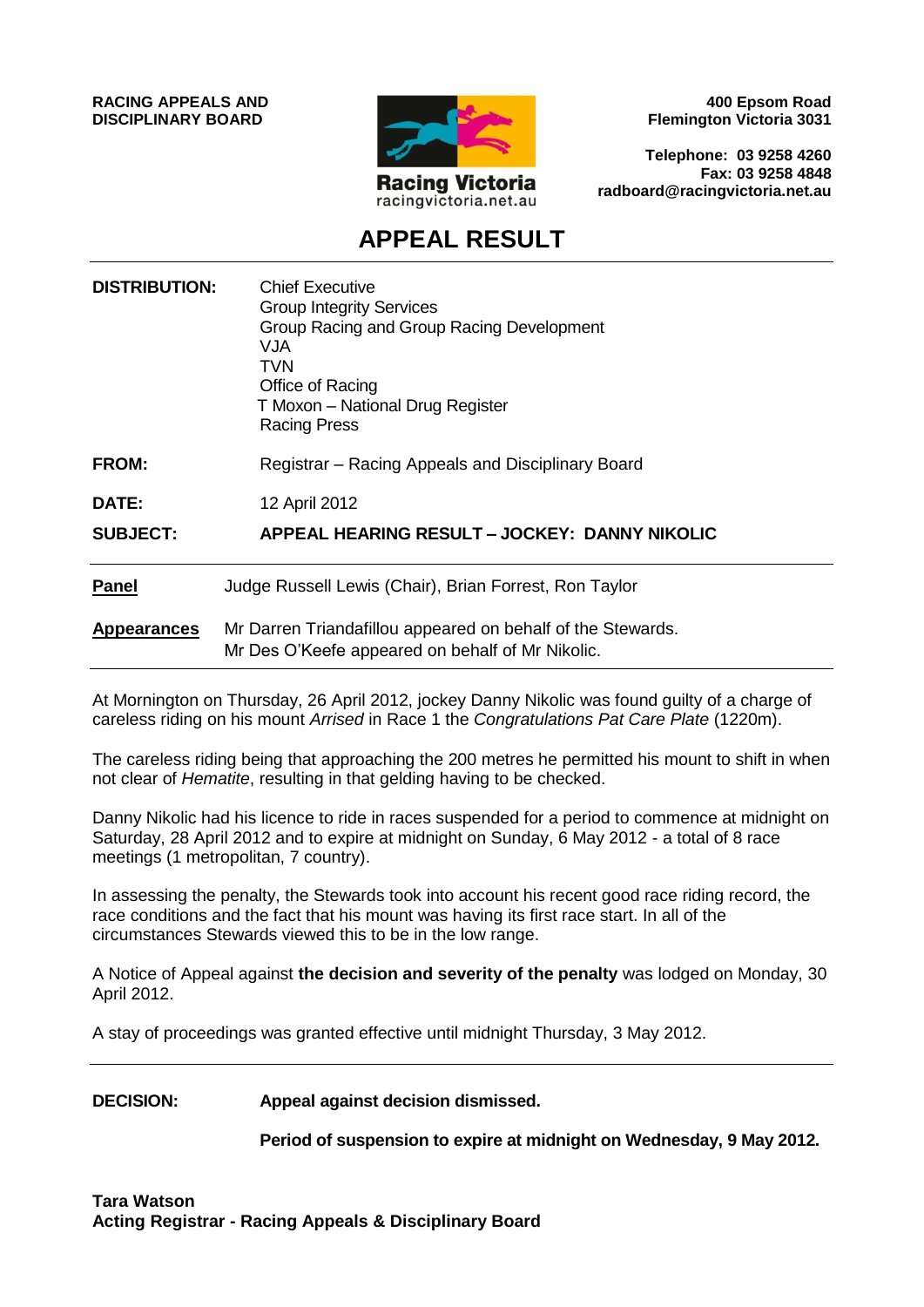**RACING APPEALS AND DISCIPLINARY BOARD**

Racing Victoria
racingvictoria.net.au

**400 Epsom Road**
**Flemington Victoria 3031**

**Telephone: 03 9258 4260**
**Fax: 03 9258 4848**
**radboard@racingvictoria.net.au**

# APPEAL RESULT

**DISTRIBUTION:** Chief Executive
Group Integrity Services
Group Racing and Group Racing Development
VJA
TVN
Office of Racing
T Moxon – National Drug Register
Racing Press

**FROM:** Registrar – Racing Appeals and Disciplinary Board

**DATE:** 12 April 2012

**SUBJECT:** **APPEAL HEARING RESULT – JOCKEY: DANNY NIKOLIC**

---

**Panel** Judge Russell Lewis (Chair), Brian Forrest, Ron Taylor

**Appearances** Mr Darren Triandafillou appeared on behalf of the Stewards.
Mr Des O'Keefe appeared on behalf of Mr Nikolic.

---

At Mornington on Thursday, 26 April 2012, jockey Danny Nikolic was found guilty of a charge of careless riding on his mount *Arrised* in Race 1 the *Congratulations Pat Care Plate* (1220m).

The careless riding being that approaching the 200 metres he permitted his mount to shift in when not clear of *Hematite*, resulting in that gelding having to be checked.

Danny Nikolic had his licence to ride in races suspended for a period to commence at midnight on Saturday, 28 April 2012 and to expire at midnight on Sunday, 6 May 2012 - a total of 8 race meetings (1 metropolitan, 7 country).

In assessing the penalty, the Stewards took into account his recent good race riding record, the race conditions and the fact that his mount was having its first race start. In all of the circumstances Stewards viewed this to be in the low range.

A Notice of Appeal against **the decision and severity of the penalty** was lodged on Monday, 30 April 2012.

A stay of proceedings was granted effective until midnight Thursday, 3 May 2012.

---

**DECISION:** **Appeal against decision dismissed.**

**Period of suspension to expire at midnight on Wednesday, 9 May 2012.**

**Tara Watson**
**Acting Registrar - Racing Appeals & Disciplinary Board**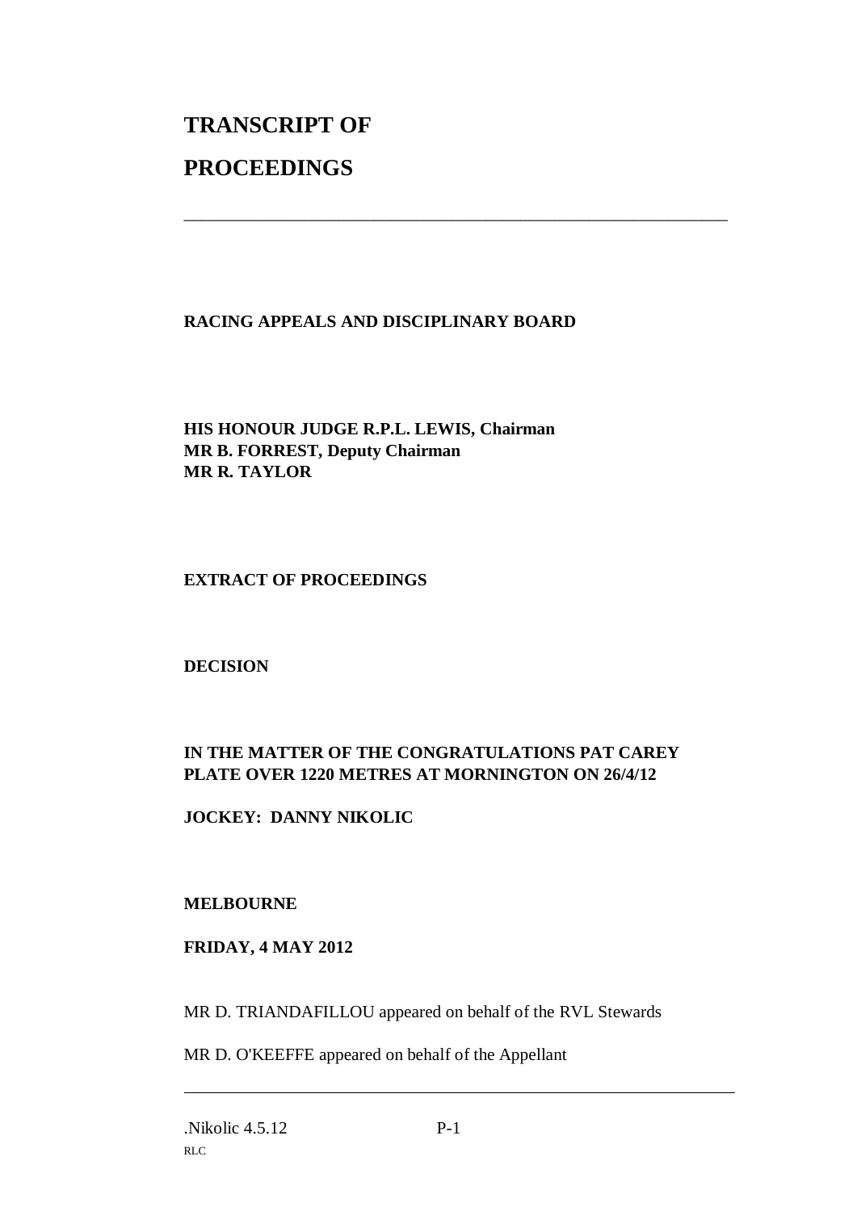# TRANSCRIPT OF

# PROCEEDINGS

---

**RACING APPEALS AND DISCIPLINARY BOARD**

**HIS HONOUR JUDGE R.P.L. LEWIS, Chairman**
**MR B. FORREST, Deputy Chairman**
**MR R. TAYLOR**

**EXTRACT OF PROCEEDINGS**

**DECISION**

**IN THE MATTER OF THE CONGRATULATIONS PAT CAREY PLATE OVER 1220 METRES AT MORNINGTON ON 26/4/12**

**JOCKEY: DANNY NIKOLIC**

**MELBOURNE**

**FRIDAY, 4 MAY 2012**

MR D. TRIANDAFILLOU appeared on behalf of the RVL Stewards

MR D. O'KEEFFE appeared on behalf of the Appellant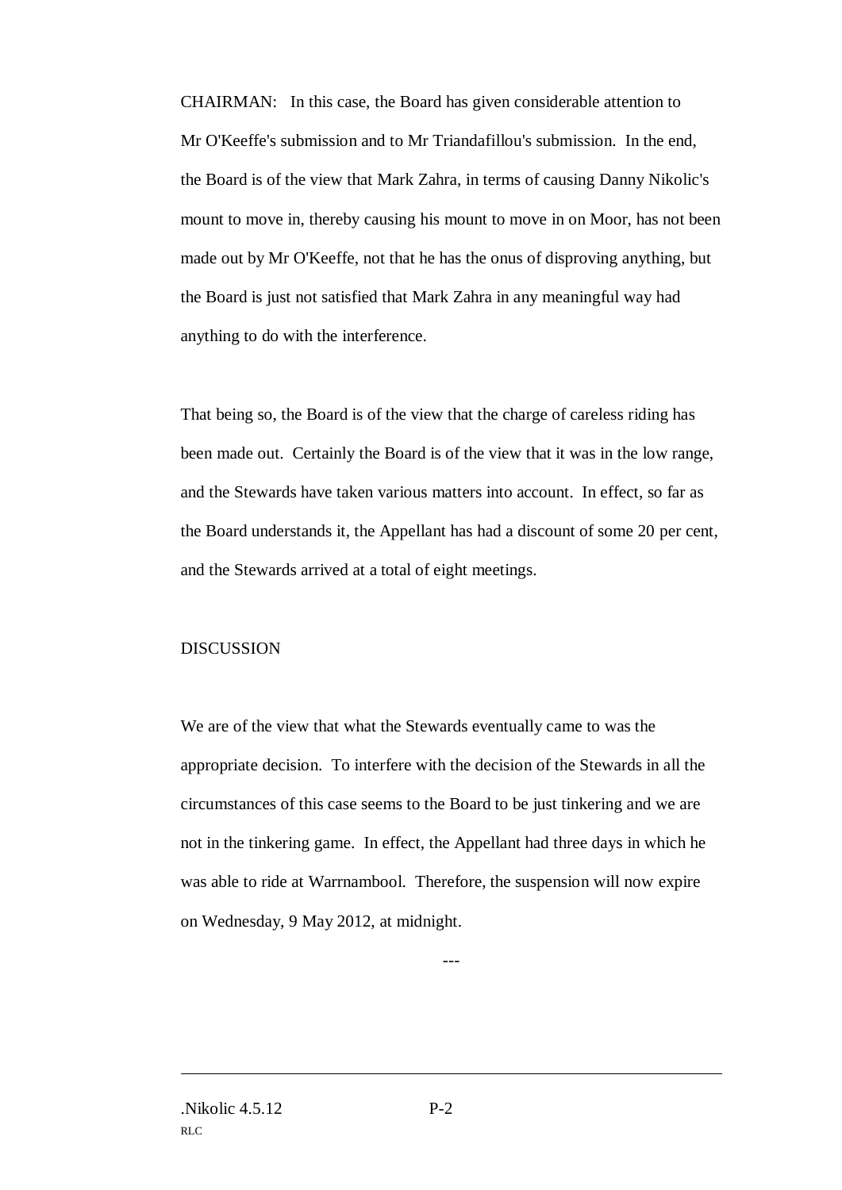CHAIRMAN: In this case, the Board has given considerable attention to Mr O'Keeffe's submission and to Mr Triandafillou's submission. In the end, the Board is of the view that Mark Zahra, in terms of causing Danny Nikolic's mount to move in, thereby causing his mount to move in on Moor, has not been made out by Mr O'Keeffe, not that he has the onus of disproving anything, but the Board is just not satisfied that Mark Zahra in any meaningful way had anything to do with the interference.

That being so, the Board is of the view that the charge of careless riding has been made out. Certainly the Board is of the view that it was in the low range, and the Stewards have taken various matters into account. In effect, so far as the Board understands it, the Appellant has had a discount of some 20 per cent, and the Stewards arrived at a total of eight meetings.

DISCUSSION

We are of the view that what the Stewards eventually came to was the appropriate decision. To interfere with the decision of the Stewards in all the circumstances of this case seems to the Board to be just tinkering and we are not in the tinkering game. In effect, the Appellant had three days in which he was able to ride at Warrnambool. Therefore, the suspension will now expire on Wednesday, 9 May 2012, at midnight.

---